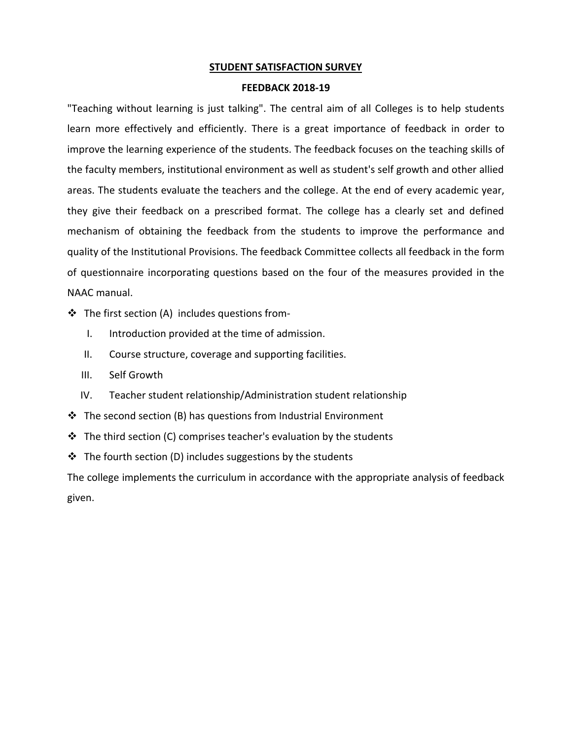# STUDENT SATISFACTION SURVEY

## FEEDBACK 2018-19

"Teaching without learning is just talking". The central aim of all Colleges is to help students learn more effectively and efficiently. There is a great importance of feedback in order to improve the learning experience of the students. The feedback focuses on the teaching skills of the faculty members, institutional environment as well as student's self growth and other allied areas. The students evaluate the teachers and the college. At the end of every academic year, they give their feedback on a prescribed format. The college has a clearly set and defined mechanism of obtaining the feedback from the students to improve the performance and quality of the Institutional Provisions. The feedback Committee collects all feedback in the form of questionnaire incorporating questions based on the four of the measures provided in the NAAC manual.

- The first section (A) includes questions from-
  - I. Introduction provided at the time of admission.
  - II. Course structure, coverage and supporting facilities.
  - III. Self Growth
  - IV. Teacher student relationship/Administration student relationship
- The second section (B) has questions from Industrial Environment
- The third section (C) comprises teacher's evaluation by the students
- The fourth section (D) includes suggestions by the students

The college implements the curriculum in accordance with the appropriate analysis of feedback given.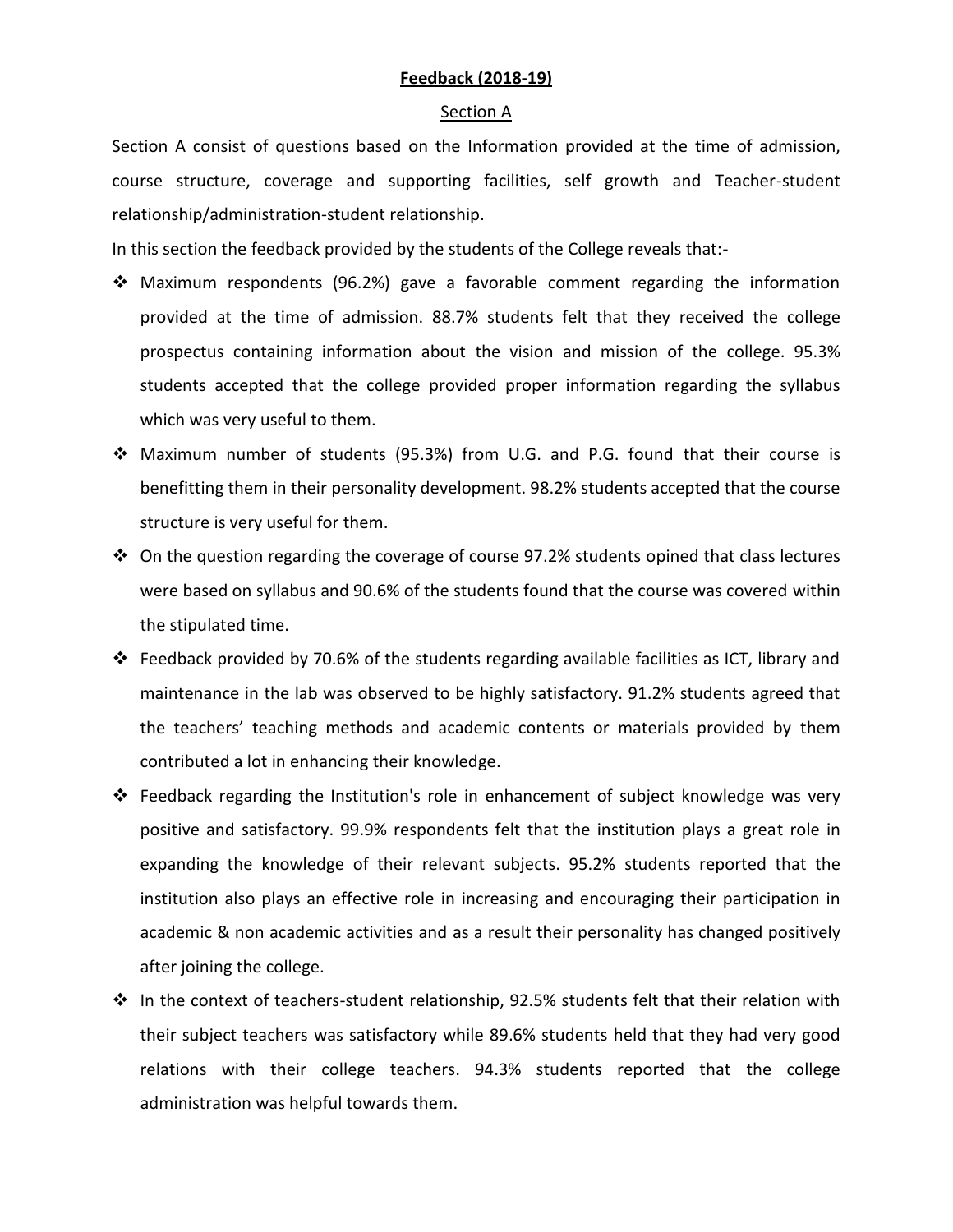**Feedback (2018-19)**

Section A

Section A consist of questions based on the Information provided at the time of admission, course structure, coverage and supporting facilities, self growth and Teacher-student relationship/administration-student relationship.

In this section the feedback provided by the students of the College reveals that:-

- Maximum respondents (96.2%) gave a favorable comment regarding the information provided at the time of admission. 88.7% students felt that they received the college prospectus containing information about the vision and mission of the college. 95.3% students accepted that the college provided proper information regarding the syllabus which was very useful to them.
- Maximum number of students (95.3%) from U.G. and P.G. found that their course is benefitting them in their personality development. 98.2% students accepted that the course structure is very useful for them.
- On the question regarding the coverage of course 97.2% students opined that class lectures were based on syllabus and 90.6% of the students found that the course was covered within the stipulated time.
- Feedback provided by 70.6% of the students regarding available facilities as ICT, library and maintenance in the lab was observed to be highly satisfactory. 91.2% students agreed that the teachers' teaching methods and academic contents or materials provided by them contributed a lot in enhancing their knowledge.
- Feedback regarding the Institution's role in enhancement of subject knowledge was very positive and satisfactory. 99.9% respondents felt that the institution plays a great role in expanding the knowledge of their relevant subjects. 95.2% students reported that the institution also plays an effective role in increasing and encouraging their participation in academic & non academic activities and as a result their personality has changed positively after joining the college.
- In the context of teachers-student relationship, 92.5% students felt that their relation with their subject teachers was satisfactory while 89.6% students held that they had very good relations with their college teachers. 94.3% students reported that the college administration was helpful towards them.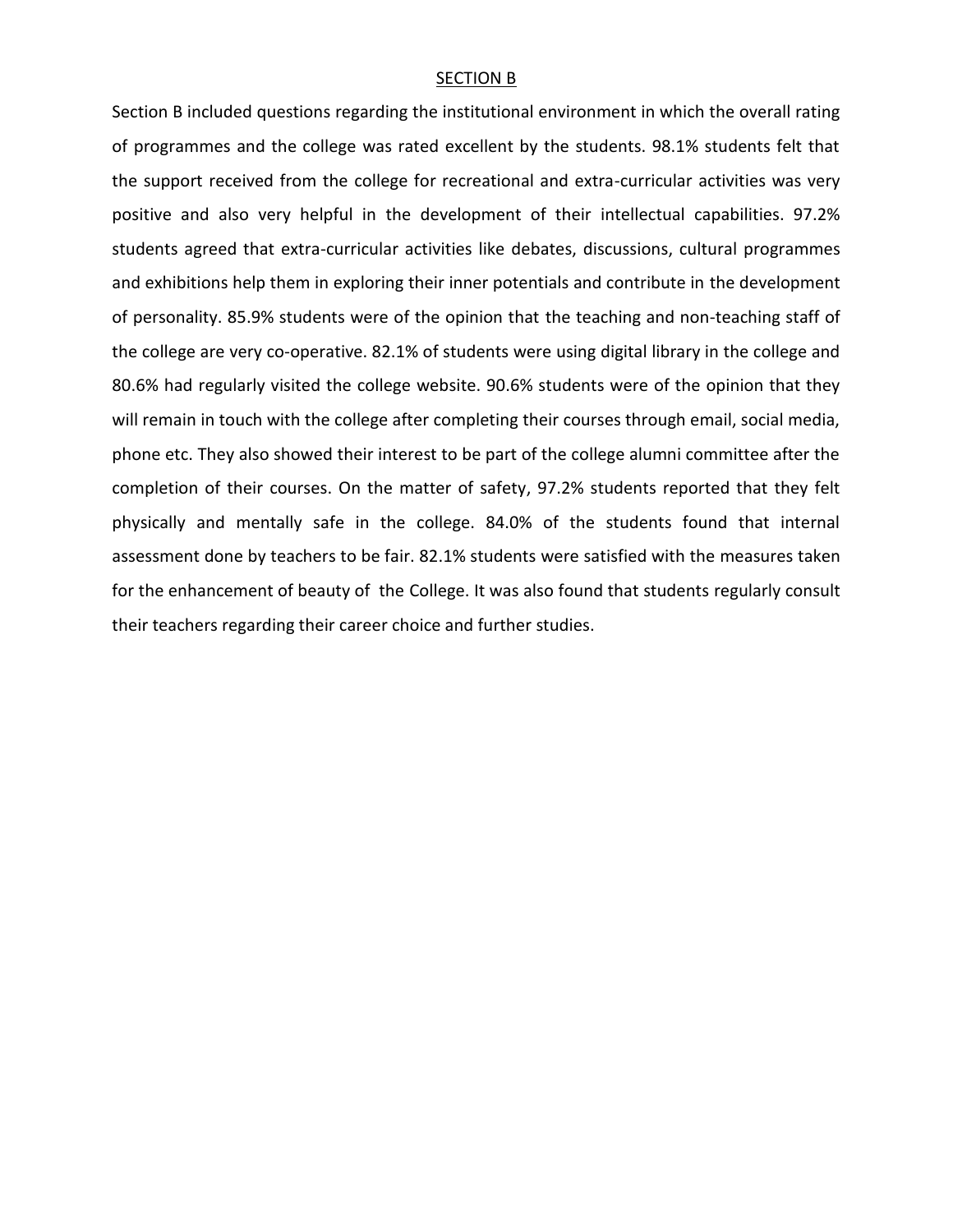## SECTION B

Section B included questions regarding the institutional environment in which the overall rating of programmes and the college was rated excellent by the students. 98.1% students felt that the support received from the college for recreational and extra-curricular activities was very positive and also very helpful in the development of their intellectual capabilities. 97.2% students agreed that extra-curricular activities like debates, discussions, cultural programmes and exhibitions help them in exploring their inner potentials and contribute in the development of personality. 85.9% students were of the opinion that the teaching and non-teaching staff of the college are very co-operative. 82.1% of students were using digital library in the college and 80.6% had regularly visited the college website. 90.6% students were of the opinion that they will remain in touch with the college after completing their courses through email, social media, phone etc. They also showed their interest to be part of the college alumni committee after the completion of their courses. On the matter of safety, 97.2% students reported that they felt physically and mentally safe in the college. 84.0% of the students found that internal assessment done by teachers to be fair. 82.1% students were satisfied with the measures taken for the enhancement of beauty of the College. It was also found that students regularly consult their teachers regarding their career choice and further studies.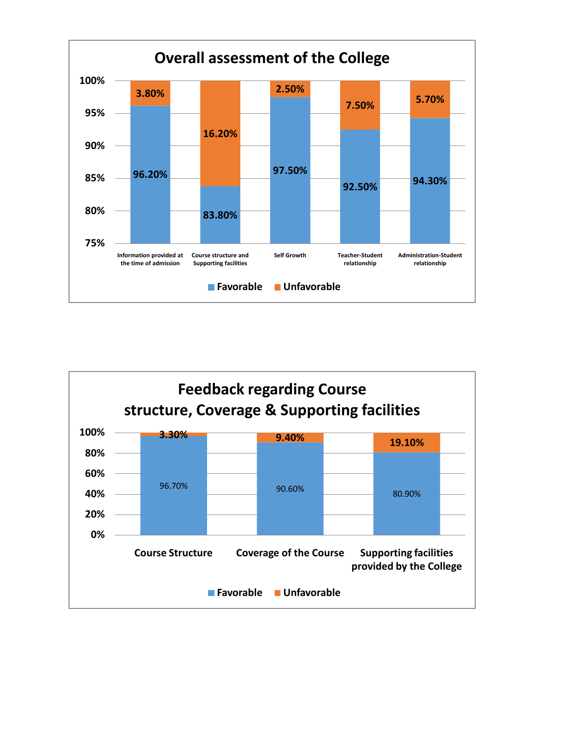## Overall assessment of the College

| | Favorable | Unfavorable |
|---|---|---|
| Information provided at the time of admission | 96.20% | 3.80% |
| Course structure and Supporting facilities | 83.80% | 16.20% |
| Self Growth | 97.50% | 2.50% |
| Teacher-Student relationship | 92.50% | 7.50% |
| Administration-Student relationship | 94.30% | 5.70% |

## Feedback regarding Course structure, Coverage & Supporting facilities

| | Favorable | Unfavorable |
|---|---|---|
| Course Structure | 96.70% | 3.30% |
| Coverage of the Course | 90.60% | 9.40% |
| Supporting facilities provided by the College | 80.90% | 19.10% |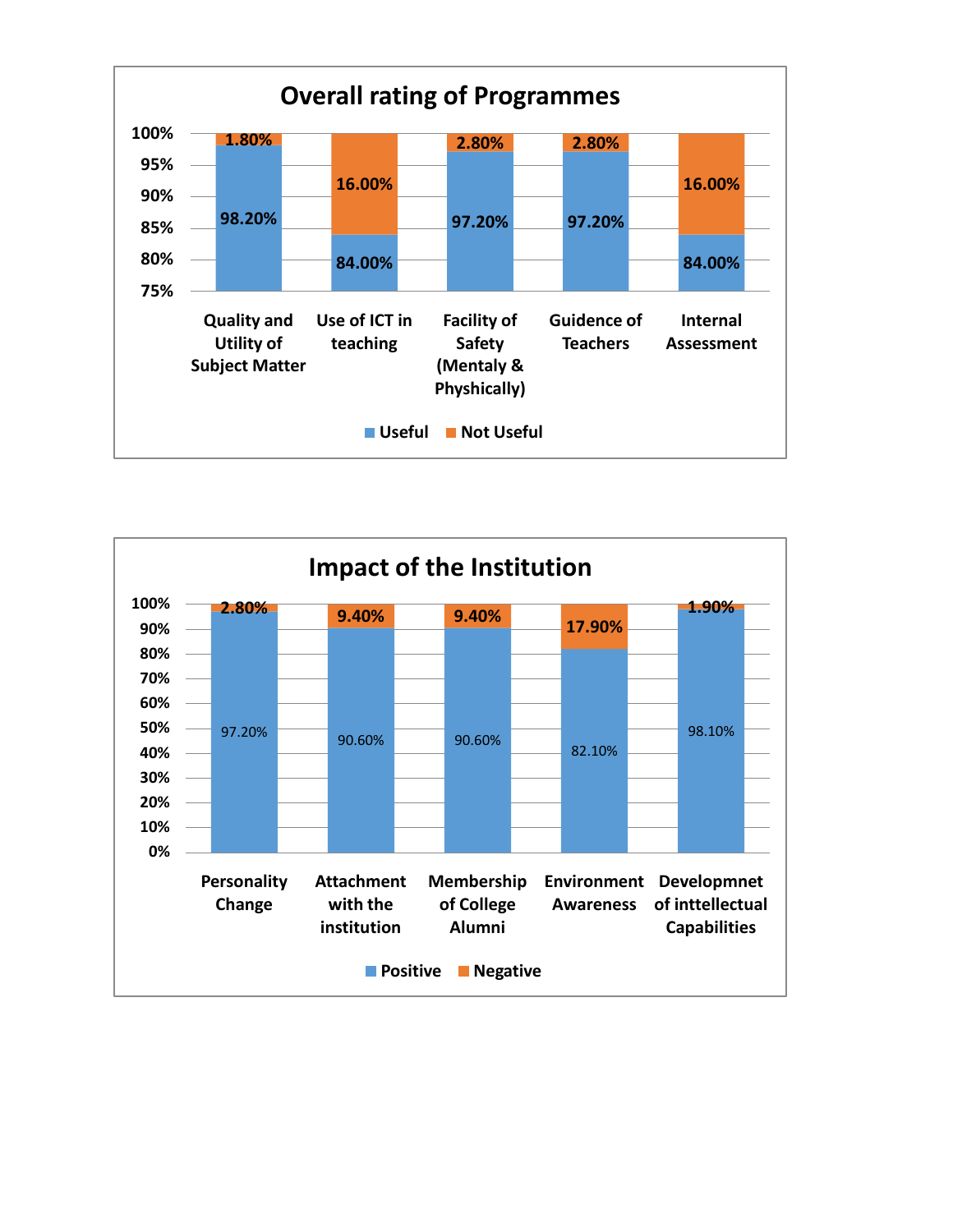## Overall rating of Programmes

100%
95%
90%
85%
80%
75%

1.80%
98.20%
16.00%
84.00%
2.80%
97.20%
2.80%
97.20%
16.00%
84.00%

Quality and Utility of Subject Matter
Use of ICT in teaching
Facility of Safety (Mentaly & Physhically)
Guidence of Teachers
Internal Assessment

Useful
Not Useful

## Impact of the Institution

100%
90%
80%
70%
60%
50%
40%
30%
20%
10%
0%

2.80%
97.20%
9.40%
90.60%
9.40%
90.60%
17.90%
82.10%
1.90%
98.10%

Personality Change
Attachment with the institution
Membership of College Alumni
Environment Awareness
Developmnet of inttellectual Capabilities

Positive
Negative